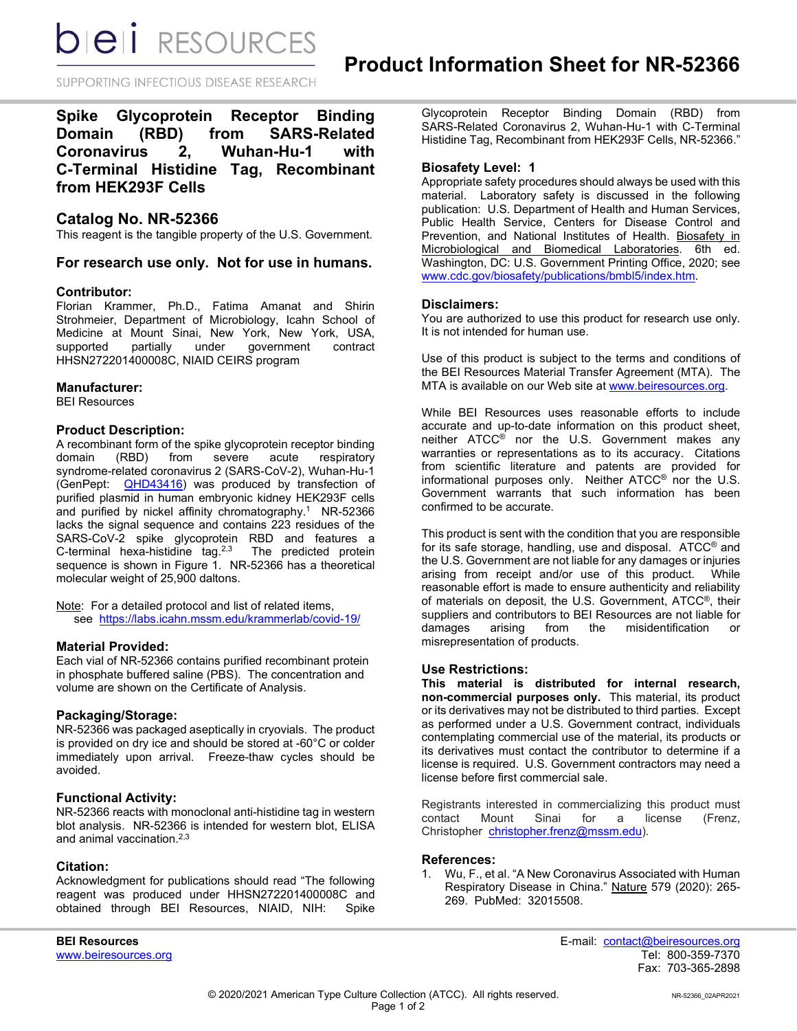# Product Information Sheet for NR-52366

## Spike Glycoprotein Receptor Binding Domain (RBD) from SARS-Related Coronavirus 2, Wuhan-Hu-1 with C-Terminal Histidine Tag, Recombinant from HEK293F Cells

## Catalog No. NR-52366

This reagent is the tangible property of the U.S. Government.

## For research use only. Not for use in humans.

### Contributor:

Florian Krammer, Ph.D., Fatima Amanat and Shirin Strohmeier, Department of Microbiology, Icahn School of Medicine at Mount Sinai, New York, New York, USA, supported partially under government contract HHSN272201400008C, NIAID CEIRS program

### Manufacturer:

BEI Resources

### Product Description:

A recombinant form of the spike glycoprotein receptor binding domain (RBD) from severe acute respiratory syndrome-related coronavirus 2 (SARS-CoV-2), Wuhan-Hu-1 (GenPept: QHD43416) was produced by transfection of purified plasmid in human embryonic kidney HEK293F cells and purified by nickel affinity chromatography.[1] NR-52366 lacks the signal sequence and contains 223 residues of the SARS-CoV-2 spike glycoprotein RBD and features a C-terminal hexa-histidine tag.[2,3] The predicted protein sequence is shown in Figure 1. NR-52366 has a theoretical molecular weight of 25,900 daltons.

Note: For a detailed protocol and list of related items, see https://labs.icahn.mssm.edu/krammerlab/covid-19/

### Material Provided:

Each vial of NR-52366 contains purified recombinant protein in phosphate buffered saline (PBS). The concentration and volume are shown on the Certificate of Analysis.

### Packaging/Storage:

NR-52366 was packaged aseptically in cryovials. The product is provided on dry ice and should be stored at -60°C or colder immediately upon arrival. Freeze-thaw cycles should be avoided.

### Functional Activity:

NR-52366 reacts with monoclonal anti-histidine tag in western blot analysis. NR-52366 is intended for western blot, ELISA and animal vaccination.[2,3]

### Citation:

Acknowledgment for publications should read "The following reagent was produced under HHSN272201400008C and obtained through BEI Resources, NIAID, NIH: Spike Glycoprotein Receptor Binding Domain (RBD) from SARS-Related Coronavirus 2, Wuhan-Hu-1 with C-Terminal Histidine Tag, Recombinant from HEK293F Cells, NR-52366."

### Biosafety Level: 1

Appropriate safety procedures should always be used with this material. Laboratory safety is discussed in the following publication: U.S. Department of Health and Human Services, Public Health Service, Centers for Disease Control and Prevention, and National Institutes of Health. Biosafety in Microbiological and Biomedical Laboratories. 6th ed. Washington, DC: U.S. Government Printing Office, 2020; see www.cdc.gov/biosafety/publications/bmbl5/index.htm.

### Disclaimers:

You are authorized to use this product for research use only. It is not intended for human use.

Use of this product is subject to the terms and conditions of the BEI Resources Material Transfer Agreement (MTA). The MTA is available on our Web site at www.beiresources.org.

While BEI Resources uses reasonable efforts to include accurate and up-to-date information on this product sheet, neither ATCC® nor the U.S. Government makes any warranties or representations as to its accuracy. Citations from scientific literature and patents are provided for informational purposes only. Neither ATCC® nor the U.S. Government warrants that such information has been confirmed to be accurate.

This product is sent with the condition that you are responsible for its safe storage, handling, use and disposal. ATCC® and the U.S. Government are not liable for any damages or injuries arising from receipt and/or use of this product. While reasonable effort is made to ensure authenticity and reliability of materials on deposit, the U.S. Government, ATCC®, their suppliers and contributors to BEI Resources are not liable for damages arising from the misidentification or misrepresentation of products.

### Use Restrictions:

**This material is distributed for internal research, non-commercial purposes only.** This material, its product or its derivatives may not be distributed to third parties. Except as performed under a U.S. Government contract, individuals contemplating commercial use of the material, its products or its derivatives must contact the contributor to determine if a license is required. U.S. Government contractors may need a license before first commercial sale.

Registrants interested in commercializing this product must contact Mount Sinai for a license (Frenz, Christopher christopher.frenz@mssm.edu).

### References:

1. Wu, F., et al. "A New Coronavirus Associated with Human Respiratory Disease in China." Nature 579 (2020): 265-269. PubMed: 32015508.

**BEI Resources**
www.beiresources.org

E-mail: contact@beiresources.org
Tel: 800-359-7370
Fax: 703-365-2898

© 2020/2021 American Type Culture Collection (ATCC). All rights reserved.

NR-52366_02APR2021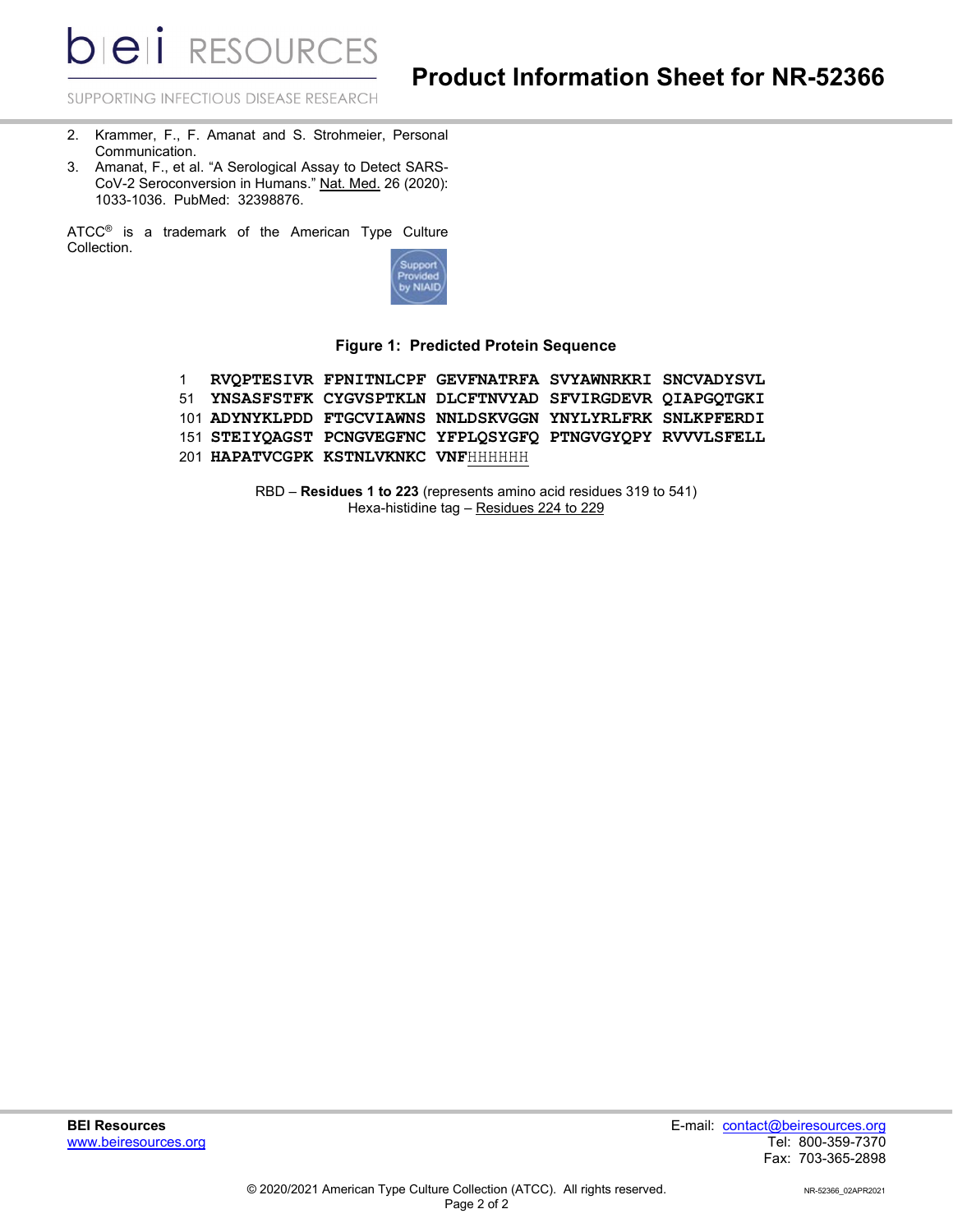2. Krammer, F., F. Amanat and S. Strohmeier, Personal Communication.
3. Amanat, F., et al. “A Serological Assay to Detect SARS-CoV-2 Seroconversion in Humans.” Nat. Med. 26 (2020): 1033-1036. PubMed: 32398876.

ATCC® is a trademark of the American Type Culture Collection.

Support Provided by NIAID

**Figure 1: Predicted Protein Sequence**

```
1   RVQPTESIVR FPNITNLCPF GEVFNATRFA SVYAWNRKRI SNCVADYSVL
51  YNSASFSTFK CYGVSPTKLN DLCFTNVYAD SFVIRGDEVR QIAPGQTGKI
101 ADYNYKLPDD FTGCVIAWNS NNLDSKVGGN YNYLYRLFRK SNLKPFERDI
151 STEIYQAGST PCNGVEGFNC YFPLQSYGFQ PTNGVGYQPY RVVVLSFELL
201 HAPATVCGPK KSTNLVKNKC VNFHHHHHH
```

RBD – **Residues 1 to 223** (represents amino acid residues 319 to 541)
Hexa-histidine tag – Residues 224 to 229

**BEI Resources**
www.beiresources.org

E-mail: contact@beiresources.org
Tel: 800-359-7370
Fax: 703-365-2898

© 2020/2021 American Type Culture Collection (ATCC). All rights reserved.

NR-52366_02APR2021